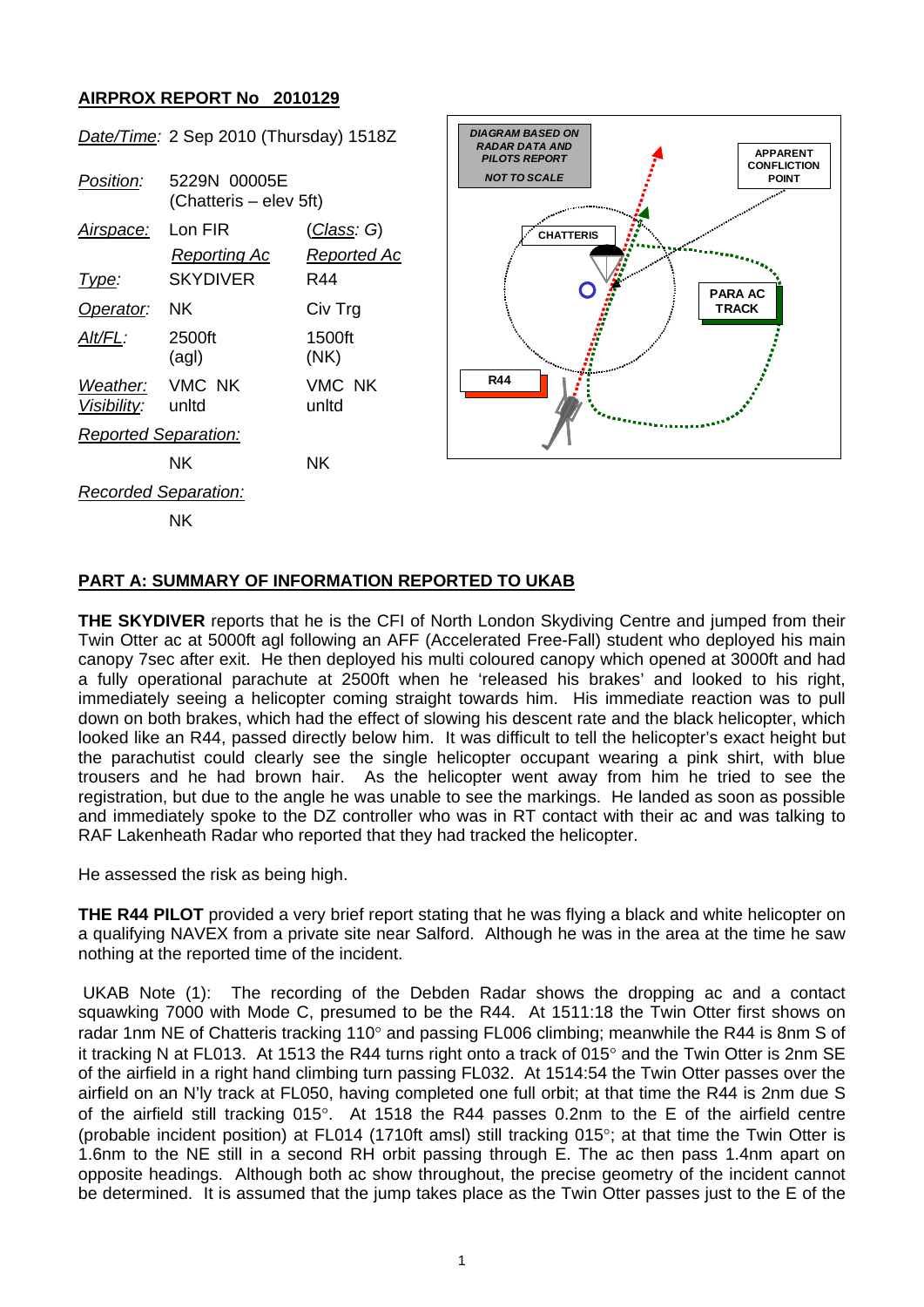## AIRPROX REPORT No 2010129

| | | |
|---|---|---|
| *Date/Time:* | 2 Sep 2010 (Thursday) 1518Z | |
| *Position:* | 5229N 00005E (Chatteris – elev 5ft) | |
| *Airspace:* | Lon FIR | (*Class*: G) |
| | *Reporting Ac* | *Reported Ac* |
| *Type:* | SKYDIVER | R44 |
| *Operator:* | NK | Civ Trg |
| *Alt/FL:* | 2500ft (agl) | 1500ft (NK) |
| *Weather:* *Visibility:* | VMC NK unltd | VMC NK unltd |
| *Reported Separation:* | | |
| | NK | NK |
| *Recorded Separation:* | | |
| | NK | |

DIAGRAM BASED ON RADAR DATA AND PILOTS REPORT — NOT TO SCALE

CHATTERIS — APPARENT CONFLICTION POINT — PARA AC TRACK — R44

## PART A: SUMMARY OF INFORMATION REPORTED TO UKAB

**THE SKYDIVER** reports that he is the CFI of North London Skydiving Centre and jumped from their Twin Otter ac at 5000ft agl following an AFF (Accelerated Free-Fall) student who deployed his main canopy 7sec after exit. He then deployed his multi coloured canopy which opened at 3000ft and had a fully operational parachute at 2500ft when he 'released his brakes' and looked to his right, immediately seeing a helicopter coming straight towards him. His immediate reaction was to pull down on both brakes, which had the effect of slowing his descent rate and the black helicopter, which looked like an R44, passed directly below him. It was difficult to tell the helicopter's exact height but the parachutist could clearly see the single helicopter occupant wearing a pink shirt, with blue trousers and he had brown hair. As the helicopter went away from him he tried to see the registration, but due to the angle he was unable to see the markings. He landed as soon as possible and immediately spoke to the DZ controller who was in RT contact with their ac and was talking to RAF Lakenheath Radar who reported that they had tracked the helicopter.

He assessed the risk as being high.

**THE R44 PILOT** provided a very brief report stating that he was flying a black and white helicopter on a qualifying NAVEX from a private site near Salford. Although he was in the area at the time he saw nothing at the reported time of the incident.

UKAB Note (1): The recording of the Debden Radar shows the dropping ac and a contact squawking 7000 with Mode C, presumed to be the R44. At 1511:18 the Twin Otter first shows on radar 1nm NE of Chatteris tracking 110° and passing FL006 climbing; meanwhile the R44 is 8nm S of it tracking N at FL013. At 1513 the R44 turns right onto a track of 015° and the Twin Otter is 2nm SE of the airfield in a right hand climbing turn passing FL032. At 1514:54 the Twin Otter passes over the airfield on an N'ly track at FL050, having completed one full orbit; at that time the R44 is 2nm due S of the airfield still tracking 015°. At 1518 the R44 passes 0.2nm to the E of the airfield centre (probable incident position) at FL014 (1710ft amsl) still tracking 015°; at that time the Twin Otter is 1.6nm to the NE still in a second RH orbit passing through E. The ac then pass 1.4nm apart on opposite headings. Although both ac show throughout, the precise geometry of the incident cannot be determined. It is assumed that the jump takes place as the Twin Otter passes just to the E of the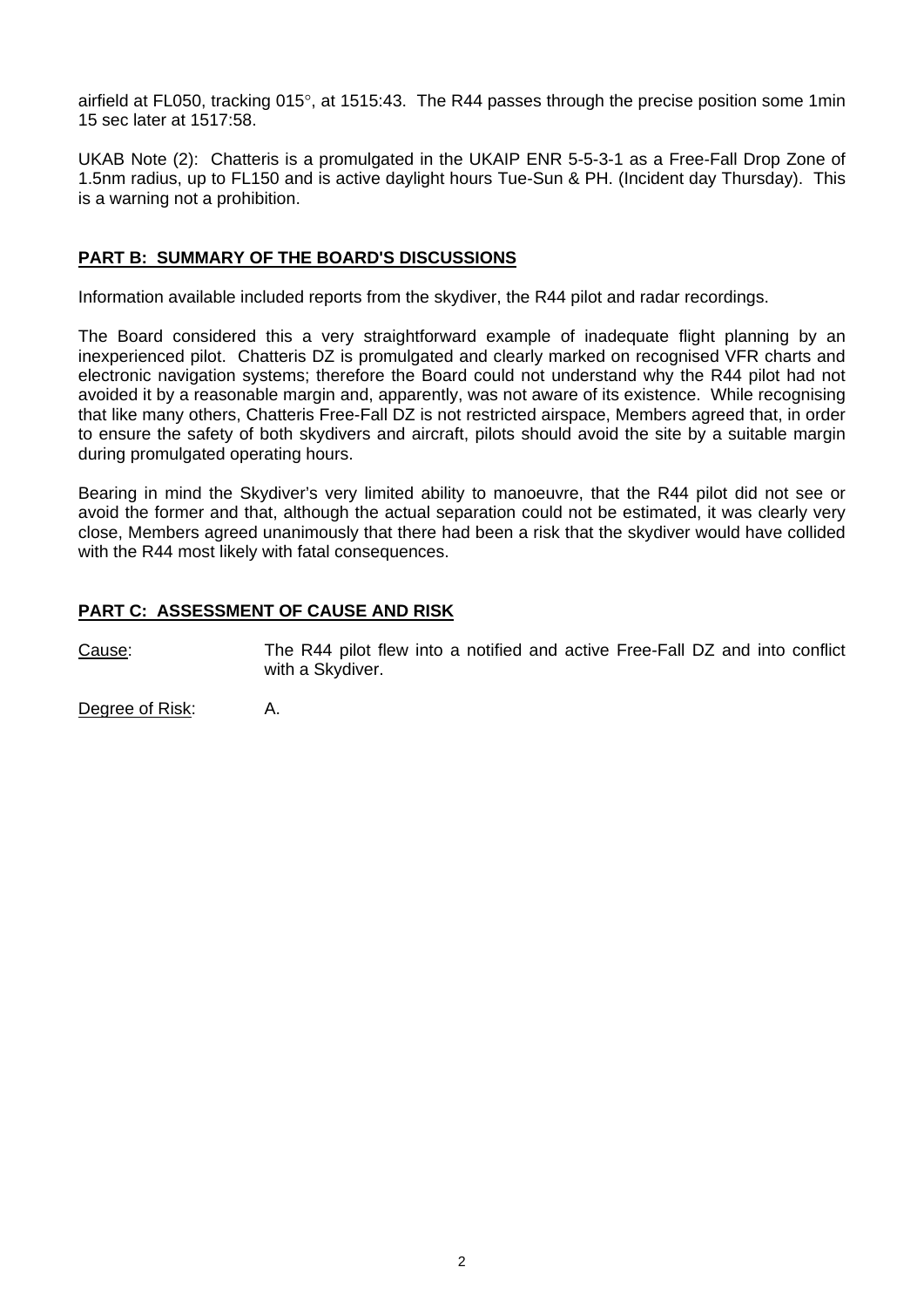airfield at FL050, tracking 015°, at 1515:43. The R44 passes through the precise position some 1min 15 sec later at 1517:58.

UKAB Note (2): Chatteris is a promulgated in the UKAIP ENR 5-5-3-1 as a Free-Fall Drop Zone of 1.5nm radius, up to FL150 and is active daylight hours Tue-Sun & PH. (Incident day Thursday). This is a warning not a prohibition.

## PART B: SUMMARY OF THE BOARD'S DISCUSSIONS

Information available included reports from the skydiver, the R44 pilot and radar recordings.

The Board considered this a very straightforward example of inadequate flight planning by an inexperienced pilot. Chatteris DZ is promulgated and clearly marked on recognised VFR charts and electronic navigation systems; therefore the Board could not understand why the R44 pilot had not avoided it by a reasonable margin and, apparently, was not aware of its existence. While recognising that like many others, Chatteris Free-Fall DZ is not restricted airspace, Members agreed that, in order to ensure the safety of both skydivers and aircraft, pilots should avoid the site by a suitable margin during promulgated operating hours.

Bearing in mind the Skydiver's very limited ability to manoeuvre, that the R44 pilot did not see or avoid the former and that, although the actual separation could not be estimated, it was clearly very close, Members agreed unanimously that there had been a risk that the skydiver would have collided with the R44 most likely with fatal consequences.

## PART C: ASSESSMENT OF CAUSE AND RISK

Cause: The R44 pilot flew into a notified and active Free-Fall DZ and into conflict with a Skydiver.

Degree of Risk: A.